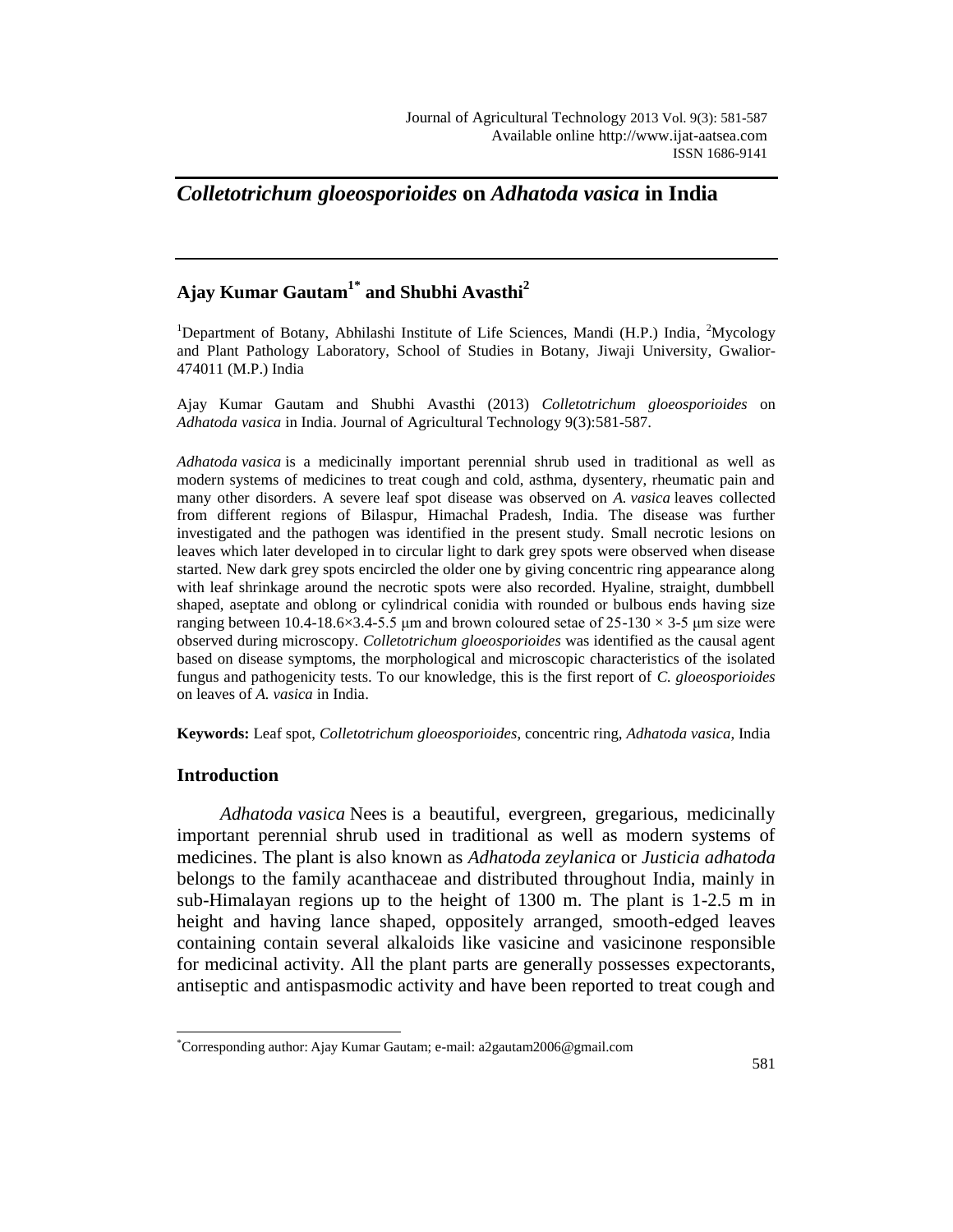# *Colletotrichum gloeosporioides* on *Adhatoda vasica* in India

## Ajay Kumar Gautam[1*] and Shubhi Avasthi[2]

[1]Department of Botany, Abhilashi Institute of Life Sciences, Mandi (H.P.) India, [2]Mycology and Plant Pathology Laboratory, School of Studies in Botany, Jiwaji University, Gwalior-474011 (M.P.) India

Ajay Kumar Gautam and Shubhi Avasthi (2013) *Colletotrichum gloeosporioides* on *Adhatoda vasica* in India. Journal of Agricultural Technology 9(3):581-587.

*Adhatoda vasica* is a medicinally important perennial shrub used in traditional as well as modern systems of medicines to treat cough and cold, asthma, dysentery, rheumatic pain and many other disorders. A severe leaf spot disease was observed on *A. vasica* leaves collected from different regions of Bilaspur, Himachal Pradesh, India. The disease was further investigated and the pathogen was identified in the present study. Small necrotic lesions on leaves which later developed in to circular light to dark grey spots were observed when disease started. New dark grey spots encircled the older one by giving concentric ring appearance along with leaf shrinkage around the necrotic spots were also recorded. Hyaline, straight, dumbbell shaped, aseptate and oblong or cylindrical conidia with rounded or bulbous ends having size ranging between 10.4-18.6×3.4-5.5 μm and brown coloured setae of 25-130 × 3-5 μm size were observed during microscopy. *Colletotrichum gloeosporioides* was identified as the causal agent based on disease symptoms, the morphological and microscopic characteristics of the isolated fungus and pathogenicity tests. To our knowledge, this is the first report of *C. gloeosporioides* on leaves of *A. vasica* in India.

**Keywords:** Leaf spot, *Colletotrichum gloeosporioides*, concentric ring, *Adhatoda vasica*, India

## Introduction

*Adhatoda vasica* Nees is a beautiful, evergreen, gregarious, medicinally important perennial shrub used in traditional as well as modern systems of medicines. The plant is also known as *Adhatoda zeylanica* or *Justicia adhatoda* belongs to the family acanthaceae and distributed throughout India, mainly in sub-Himalayan regions up to the height of 1300 m. The plant is 1-2.5 m in height and having lance shaped, oppositely arranged, smooth-edged leaves containing contain several alkaloids like vasicine and vasicinone responsible for medicinal activity. All the plant parts are generally possesses expectorants, antiseptic and antispasmodic activity and have been reported to treat cough and

[*]Corresponding author: Ajay Kumar Gautam; e-mail: a2gautam2006@gmail.com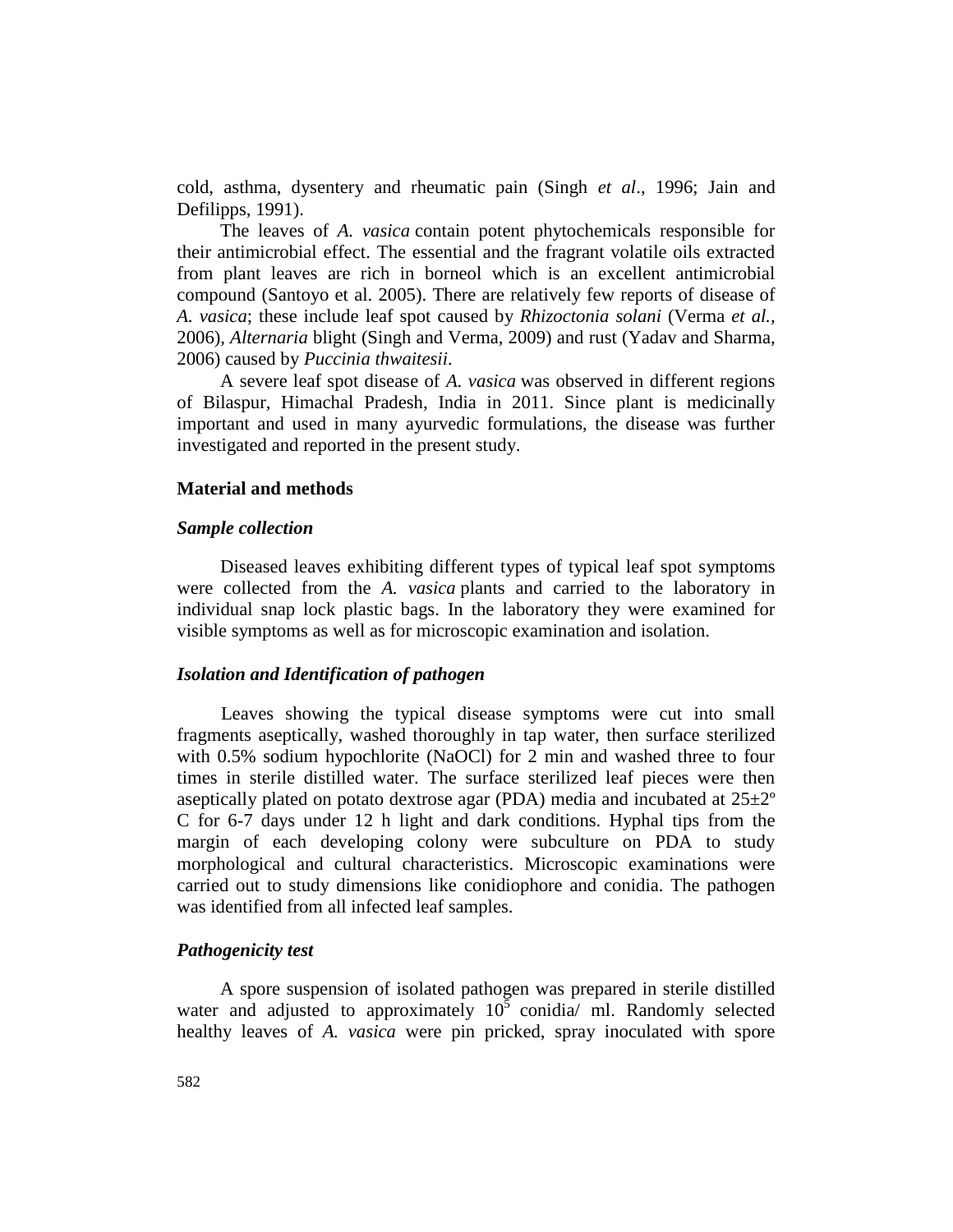cold, asthma, dysentery and rheumatic pain (Singh *et al*., 1996; Jain and Defilipps, 1991).

The leaves of *A. vasica* contain potent phytochemicals responsible for their antimicrobial effect. The essential and the fragrant volatile oils extracted from plant leaves are rich in borneol which is an excellent antimicrobial compound (Santoyo et al. 2005). There are relatively few reports of disease of *A. vasica*; these include leaf spot caused by *Rhizoctonia solani* (Verma *et al.,* 2006), *Alternaria* blight (Singh and Verma, 2009) and rust (Yadav and Sharma, 2006) caused by *Puccinia thwaitesii*.

A severe leaf spot disease of *A. vasica* was observed in different regions of Bilaspur, Himachal Pradesh, India in 2011. Since plant is medicinally important and used in many ayurvedic formulations, the disease was further investigated and reported in the present study.

## Material and methods

### *Sample collection*

Diseased leaves exhibiting different types of typical leaf spot symptoms were collected from the *A. vasica* plants and carried to the laboratory in individual snap lock plastic bags. In the laboratory they were examined for visible symptoms as well as for microscopic examination and isolation.

### *Isolation and Identification of pathogen*

Leaves showing the typical disease symptoms were cut into small fragments aseptically, washed thoroughly in tap water, then surface sterilized with 0.5% sodium hypochlorite (NaOCl) for 2 min and washed three to four times in sterile distilled water. The surface sterilized leaf pieces were then aseptically plated on potato dextrose agar (PDA) media and incubated at 25±2º C for 6-7 days under 12 h light and dark conditions. Hyphal tips from the margin of each developing colony were subculture on PDA to study morphological and cultural characteristics. Microscopic examinations were carried out to study dimensions like conidiophore and conidia. The pathogen was identified from all infected leaf samples.

### *Pathogenicity test*

A spore suspension of isolated pathogen was prepared in sterile distilled water and adjusted to approximately $10^5$ conidia/ ml. Randomly selected healthy leaves of *A. vasica* were pin pricked, spray inoculated with spore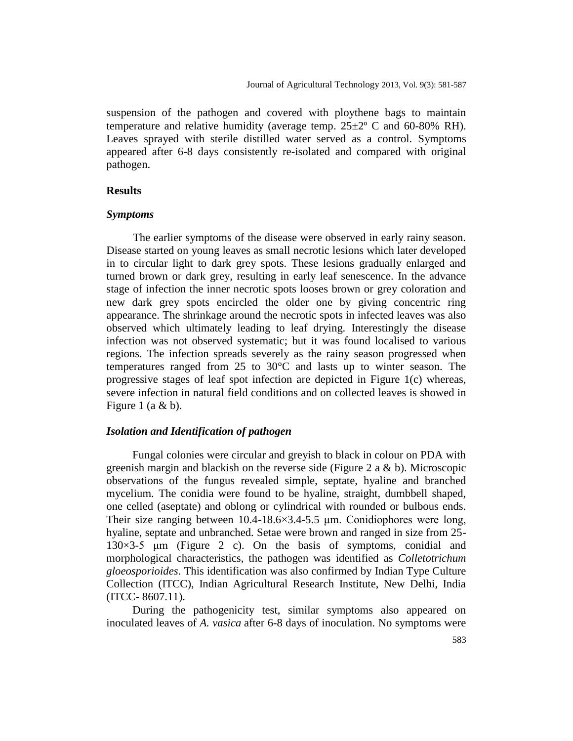suspension of the pathogen and covered with ploythene bags to maintain temperature and relative humidity (average temp. 25±2º C and 60-80% RH). Leaves sprayed with sterile distilled water served as a control. Symptoms appeared after 6-8 days consistently re-isolated and compared with original pathogen.

## Results

### *Symptoms*

The earlier symptoms of the disease were observed in early rainy season. Disease started on young leaves as small necrotic lesions which later developed in to circular light to dark grey spots. These lesions gradually enlarged and turned brown or dark grey, resulting in early leaf senescence. In the advance stage of infection the inner necrotic spots looses brown or grey coloration and new dark grey spots encircled the older one by giving concentric ring appearance. The shrinkage around the necrotic spots in infected leaves was also observed which ultimately leading to leaf drying. Interestingly the disease infection was not observed systematic; but it was found localised to various regions. The infection spreads severely as the rainy season progressed when temperatures ranged from 25 to 30°C and lasts up to winter season. The progressive stages of leaf spot infection are depicted in Figure 1(c) whereas, severe infection in natural field conditions and on collected leaves is showed in Figure 1 (a & b).

### *Isolation and Identification of pathogen*

Fungal colonies were circular and greyish to black in colour on PDA with greenish margin and blackish on the reverse side (Figure 2 a & b). Microscopic observations of the fungus revealed simple, septate, hyaline and branched mycelium. The conidia were found to be hyaline, straight, dumbbell shaped, one celled (aseptate) and oblong or cylindrical with rounded or bulbous ends. Their size ranging between 10.4-18.6×3.4-5.5 μm. Conidiophores were long, hyaline, septate and unbranched. Setae were brown and ranged in size from 25-130×3-5 μm (Figure 2 c). On the basis of symptoms, conidial and morphological characteristics, the pathogen was identified as *Colletotrichum gloeosporioides*. This identification was also confirmed by Indian Type Culture Collection (ITCC), Indian Agricultural Research Institute, New Delhi, India (ITCC- 8607.11).

During the pathogenicity test, similar symptoms also appeared on inoculated leaves of *A. vasica* after 6-8 days of inoculation. No symptoms were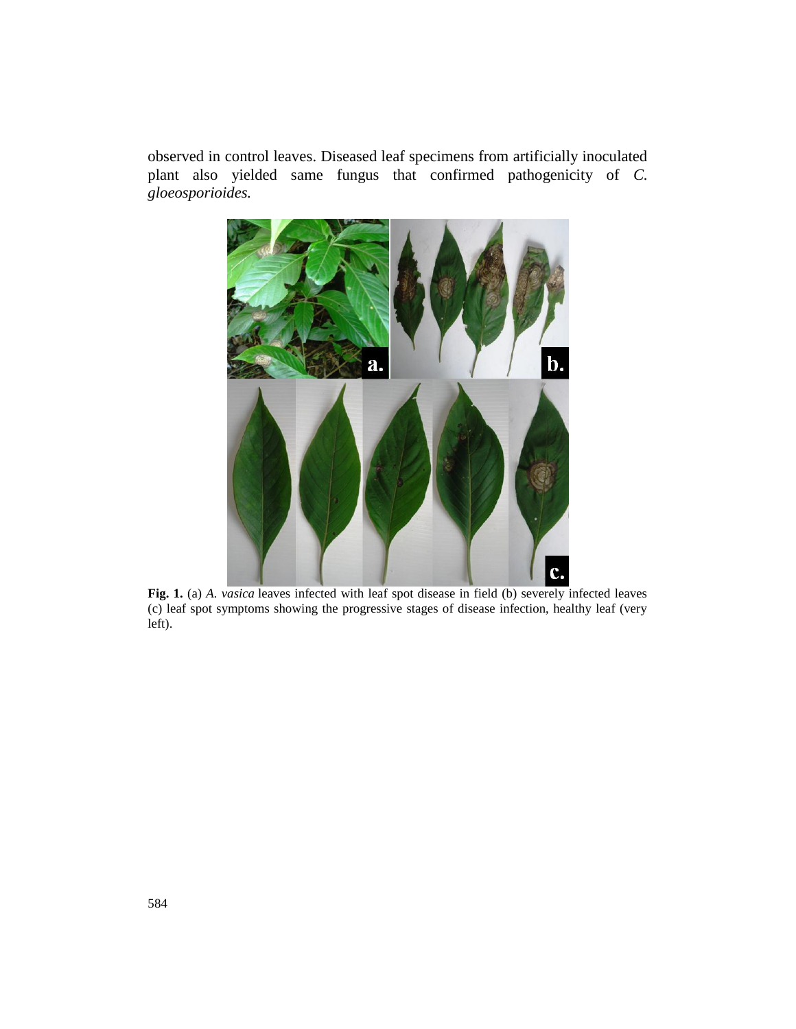observed in control leaves. Diseased leaf specimens from artificially inoculated plant also yielded same fungus that confirmed pathogenicity of *C. gloeosporioides.*

**Fig. 1.** (a) *A. vasica* leaves infected with leaf spot disease in field (b) severely infected leaves (c) leaf spot symptoms showing the progressive stages of disease infection, healthy leaf (very left).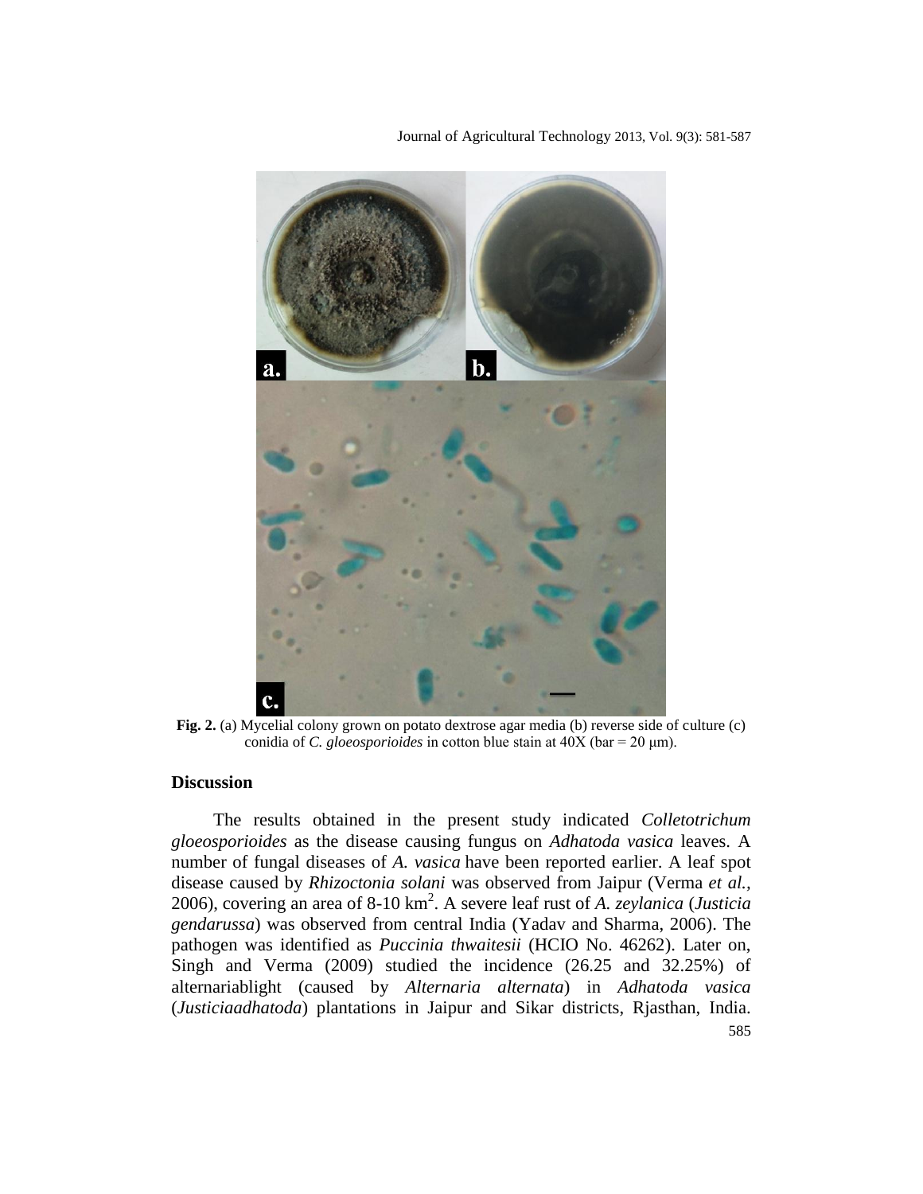**Fig. 2.** (a) Mycelial colony grown on potato dextrose agar media (b) reverse side of culture (c) conidia of *C. gloeosporioides* in cotton blue stain at 40X (bar = 20 μm).

## Discussion

The results obtained in the present study indicated *Colletotrichum gloeosporioides* as the disease causing fungus on *Adhatoda vasica* leaves. A number of fungal diseases of *A. vasica* have been reported earlier. A leaf spot disease caused by *Rhizoctonia solani* was observed from Jaipur (Verma *et al.,* 2006), covering an area of 8-10 $km^2$. A severe leaf rust of *A. zeylanica* (*Justicia gendarussa*) was observed from central India (Yadav and Sharma, 2006). The pathogen was identified as *Puccinia thwaitesii* (HCIO No. 46262). Later on, Singh and Verma (2009) studied the incidence (26.25 and 32.25%) of alternariablight (caused by *Alternaria alternata*) in *Adhatoda vasica* (*Justiciaadhatoda*) plantations in Jaipur and Sikar districts, Rjasthan, India.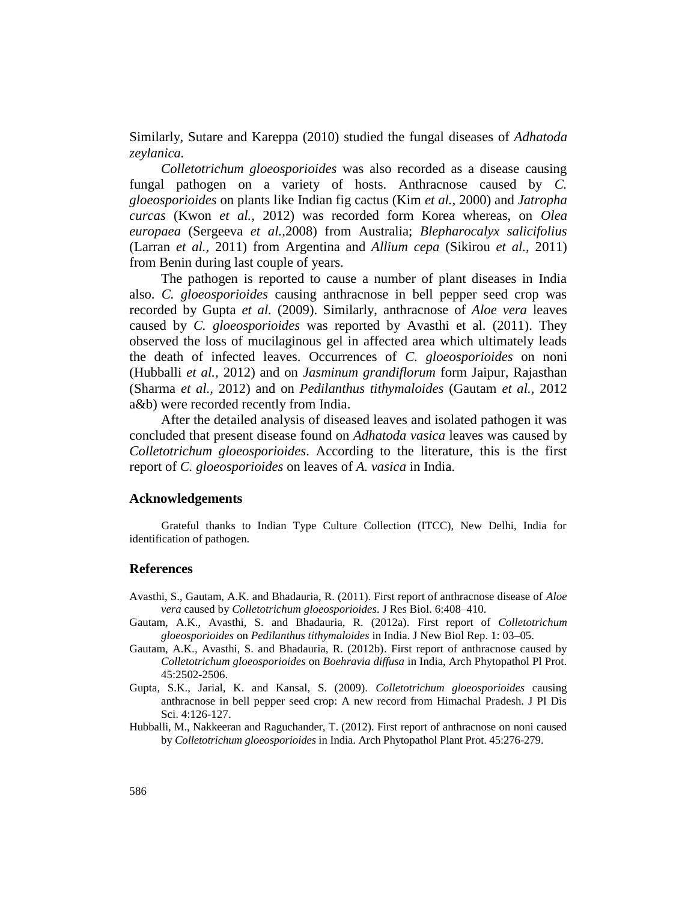Similarly, Sutare and Kareppa (2010) studied the fungal diseases of *Adhatoda zeylanica*.

*Colletotrichum gloeosporioides* was also recorded as a disease causing fungal pathogen on a variety of hosts. Anthracnose caused by *C. gloeosporioides* on plants like Indian fig cactus (Kim *et al.*, 2000) and *Jatropha curcas* (Kwon *et al.*, 2012) was recorded form Korea whereas, on *Olea europaea* (Sergeeva *et al.*,2008) from Australia; *Blepharocalyx salicifolius* (Larran *et al.*, 2011) from Argentina and *Allium cepa* (Sikirou *et al.*, 2011) from Benin during last couple of years.

The pathogen is reported to cause a number of plant diseases in India also. *C. gloeosporioides* causing anthracnose in bell pepper seed crop was recorded by Gupta *et al.* (2009). Similarly, anthracnose of *Aloe vera* leaves caused by *C. gloeosporioides* was reported by Avasthi et al. (2011). They observed the loss of mucilaginous gel in affected area which ultimately leads the death of infected leaves. Occurrences of *C. gloeosporioides* on noni (Hubballi *et al.*, 2012) and on *Jasminum grandiflorum* form Jaipur, Rajasthan (Sharma *et al.*, 2012) and on *Pedilanthus tithymaloides* (Gautam *et al.*, 2012 a&b) were recorded recently from India.

After the detailed analysis of diseased leaves and isolated pathogen it was concluded that present disease found on *Adhatoda vasica* leaves was caused by *Colletotrichum gloeosporioides*. According to the literature, this is the first report of *C. gloeosporioides* on leaves of *A. vasica* in India.

## Acknowledgements

Grateful thanks to Indian Type Culture Collection (ITCC), New Delhi, India for identification of pathogen.

## References

Avasthi, S., Gautam, A.K. and Bhadauria, R. (2011). First report of anthracnose disease of *Aloe vera* caused by *Colletotrichum gloeosporioides*. J Res Biol. 6:408–410.

Gautam, A.K., Avasthi, S. and Bhadauria, R. (2012a). First report of *Colletotrichum gloeosporioides* on *Pedilanthus tithymaloides* in India. J New Biol Rep. 1: 03–05.

Gautam, A.K., Avasthi, S. and Bhadauria, R. (2012b). First report of anthracnose caused by *Colletotrichum gloeosporioides* on *Boehravia diffusa* in India, Arch Phytopathol Pl Prot. 45:2502-2506.

Gupta, S.K., Jarial, K. and Kansal, S. (2009). *Colletotrichum gloeosporioides* causing anthracnose in bell pepper seed crop: A new record from Himachal Pradesh. J Pl Dis Sci. 4:126-127.

Hubballi, M., Nakkeeran and Raguchander, T. (2012). First report of anthracnose on noni caused by *Colletotrichum gloeosporioides* in India. Arch Phytopathol Plant Prot. 45:276-279.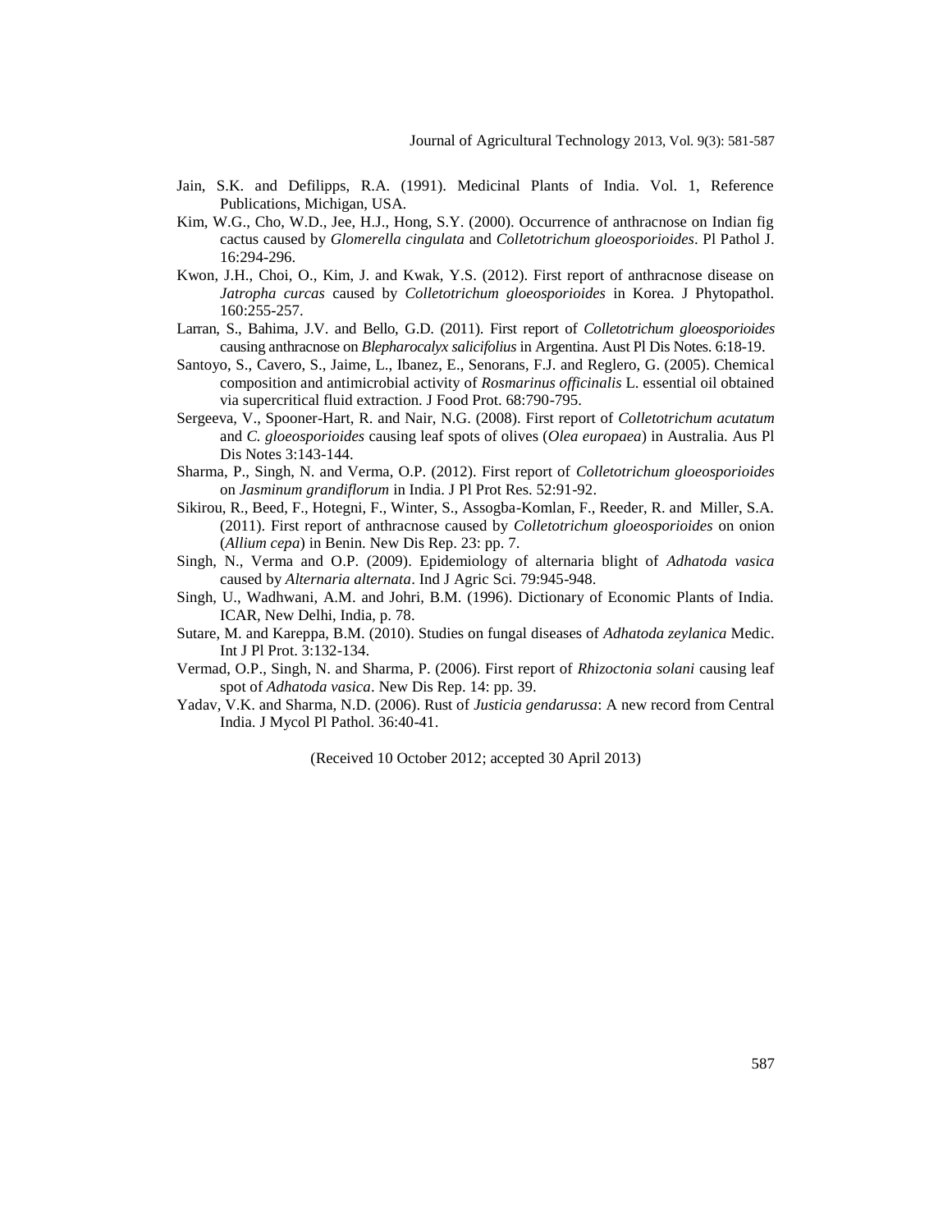Jain, S.K. and Defilipps, R.A. (1991). Medicinal Plants of India. Vol. 1, Reference Publications, Michigan, USA.

Kim, W.G., Cho, W.D., Jee, H.J., Hong, S.Y. (2000). Occurrence of anthracnose on Indian fig cactus caused by *Glomerella cingulata* and *Colletotrichum gloeosporioides*. Pl Pathol J. 16:294-296.

Kwon, J.H., Choi, O., Kim, J. and Kwak, Y.S. (2012). First report of anthracnose disease on *Jatropha curcas* caused by *Colletotrichum gloeosporioides* in Korea. J Phytopathol. 160:255-257.

Larran, S., Bahima, J.V. and Bello, G.D. (2011). First report of *Colletotrichum gloeosporioides* causing anthracnose on *Blepharocalyx salicifolius* in Argentina. Aust Pl Dis Notes. 6:18-19.

Santoyo, S., Cavero, S., Jaime, L., Ibanez, E., Senorans, F.J. and Reglero, G. (2005). Chemical composition and antimicrobial activity of *Rosmarinus officinalis* L. essential oil obtained via supercritical fluid extraction. J Food Prot. 68:790-795.

Sergeeva, V., Spooner-Hart, R. and Nair, N.G. (2008). First report of *Colletotrichum acutatum* and *C. gloeosporioides* causing leaf spots of olives (*Olea europaea*) in Australia. Aus Pl Dis Notes 3:143-144.

Sharma, P., Singh, N. and Verma, O.P. (2012). First report of *Colletotrichum gloeosporioides* on *Jasminum grandiflorum* in India. J Pl Prot Res. 52:91-92.

Sikirou, R., Beed, F., Hotegni, F., Winter, S., Assogba-Komlan, F., Reeder, R. and Miller, S.A. (2011). First report of anthracnose caused by *Colletotrichum gloeosporioides* on onion (*Allium cepa*) in Benin. New Dis Rep. 23: pp. 7.

Singh, N., Verma and O.P. (2009). Epidemiology of alternaria blight of *Adhatoda vasica* caused by *Alternaria alternata*. Ind J Agric Sci. 79:945-948.

Singh, U., Wadhwani, A.M. and Johri, B.M. (1996). Dictionary of Economic Plants of India. ICAR, New Delhi, India, p. 78.

Sutare, M. and Kareppa, B.M. (2010). Studies on fungal diseases of *Adhatoda zeylanica* Medic. Int J Pl Prot. 3:132-134.

Vermad, O.P., Singh, N. and Sharma, P. (2006). First report of *Rhizoctonia solani* causing leaf spot of *Adhatoda vasica*. New Dis Rep. 14: pp. 39.

Yadav, V.K. and Sharma, N.D. (2006). Rust of *Justicia gendarussa*: A new record from Central India. J Mycol Pl Pathol. 36:40-41.

(Received 10 October 2012; accepted 30 April 2013)